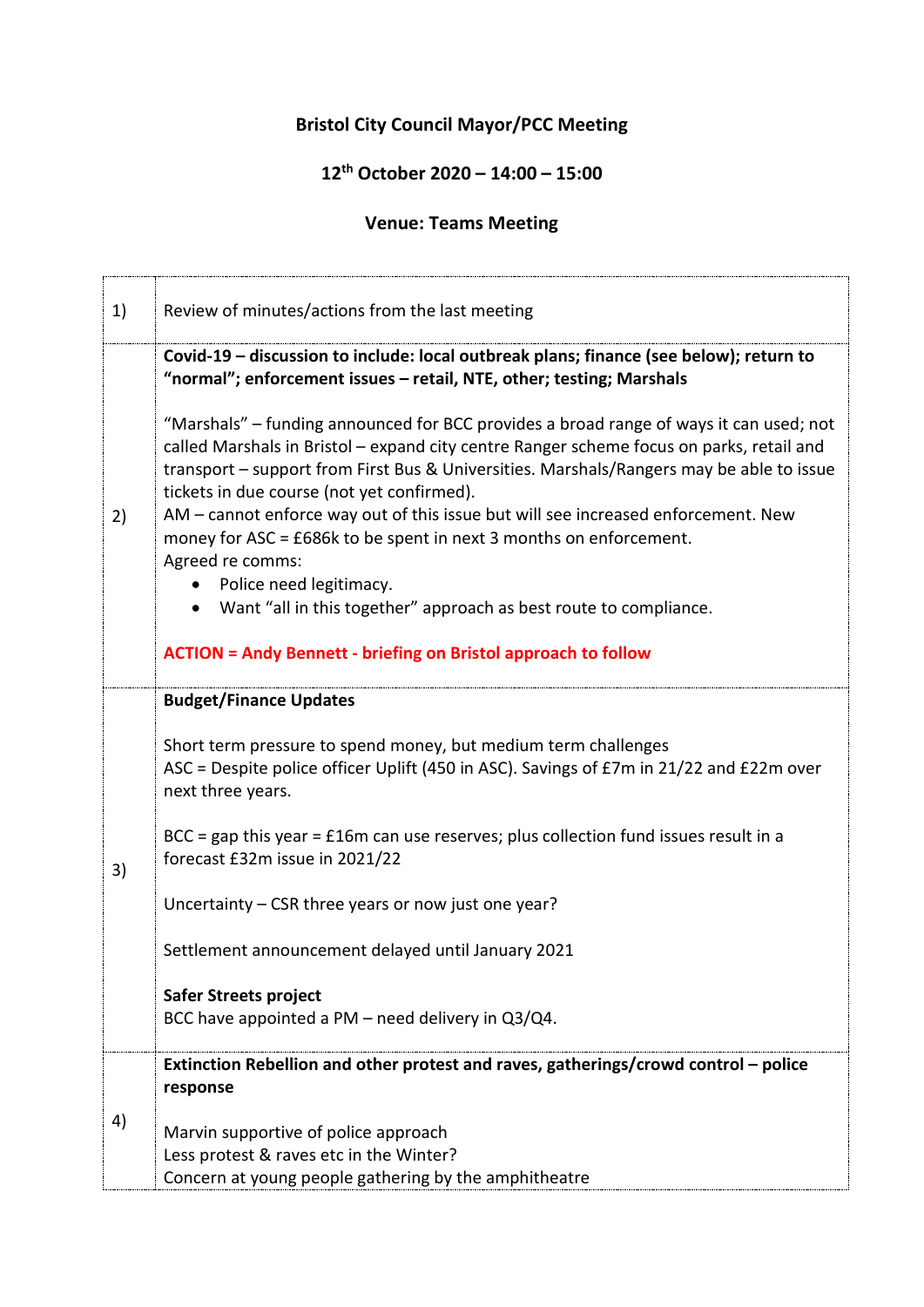**Bristol City Council Mayor/PCC Meeting**

**12th October 2020 – 14:00 – 15:00**

**Venue: Teams Meeting**

| | |
|---|---|
| 1) | Review of minutes/actions from the last meeting |
| 2) | **Covid-19 – discussion to include: local outbreak plans; finance (see below); return to "normal"; enforcement issues – retail, NTE, other; testing; Marshals**<br><br>"Marshals" – funding announced for BCC provides a broad range of ways it can used; not called Marshals in Bristol – expand city centre Ranger scheme focus on parks, retail and transport – support from First Bus & Universities. Marshals/Rangers may be able to issue tickets in due course (not yet confirmed).<br>AM – cannot enforce way out of this issue but will see increased enforcement. New money for ASC = £686k to be spent in next 3 months on enforcement.<br>Agreed re comms:<br>• Police need legitimacy.<br>• Want "all in this together" approach as best route to compliance.<br><br>**ACTION = Andy Bennett - briefing on Bristol approach to follow** |
| 3) | **Budget/Finance Updates**<br><br>Short term pressure to spend money, but medium term challenges<br>ASC = Despite police officer Uplift (450 in ASC). Savings of £7m in 21/22 and £22m over next three years.<br><br>BCC = gap this year = £16m can use reserves; plus collection fund issues result in a forecast £32m issue in 2021/22<br><br>Uncertainty – CSR three years or now just one year?<br><br>Settlement announcement delayed until January 2021<br><br>**Safer Streets project**<br>BCC have appointed a PM – need delivery in Q3/Q4. |
| 4) | **Extinction Rebellion and other protest and raves, gatherings/crowd control – police response**<br><br>Marvin supportive of police approach<br>Less protest & raves etc in the Winter?<br>Concern at young people gathering by the amphitheatre |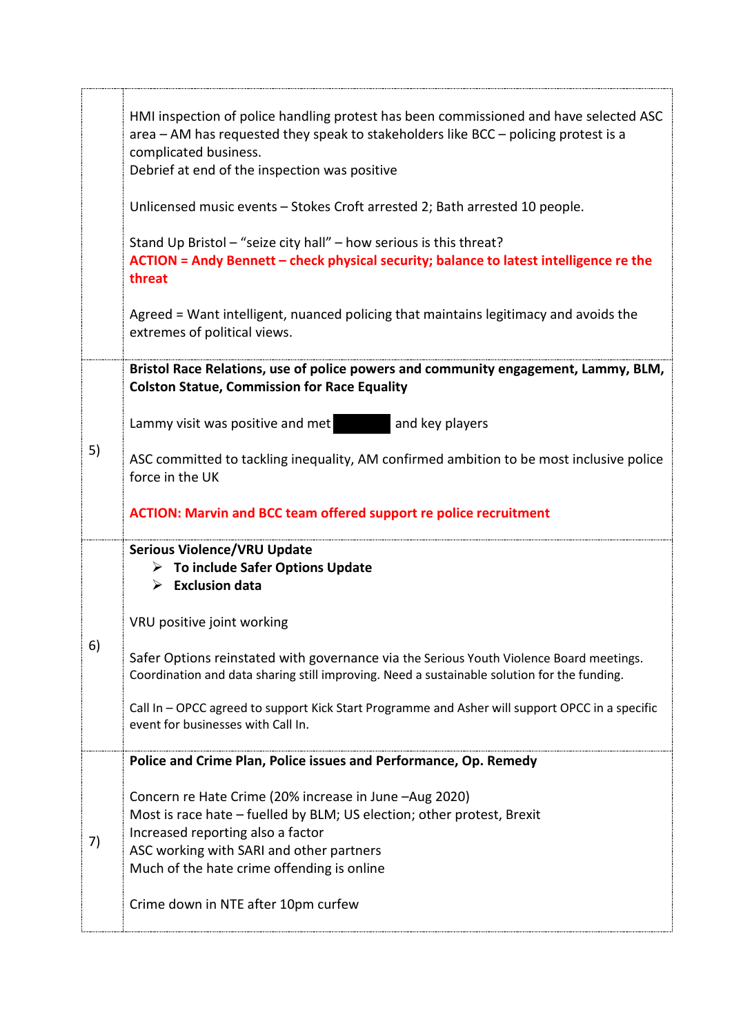| | |
|---|---|
| | HMI inspection of police handling protest has been commissioned and have selected ASC area – AM has requested they speak to stakeholders like BCC – policing protest is a complicated business.<br>Debrief at end of the inspection was positive<br><br>Unlicensed music events – Stokes Croft arrested 2; Bath arrested 10 people.<br><br>Stand Up Bristol – "seize city hall" – how serious is this threat?<br>**ACTION = Andy Bennett – check physical security; balance to latest intelligence re the threat**<br><br>Agreed = Want intelligent, nuanced policing that maintains legitimacy and avoids the extremes of political views. |
| 5) | **Bristol Race Relations, use of police powers and community engagement, Lammy, BLM, Colston Statue, Commission for Race Equality**<br><br>Lammy visit was positive and met [REDACTED] and key players<br><br>ASC committed to tackling inequality, AM confirmed ambition to be most inclusive police force in the UK<br><br>**ACTION: Marvin and BCC team offered support re police recruitment** |
| 6) | **Serious Violence/VRU Update**<br>➢ **To include Safer Options Update**<br>➢ **Exclusion data**<br><br>VRU positive joint working<br><br>Safer Options reinstated with governance via the Serious Youth Violence Board meetings. Coordination and data sharing still improving. Need a sustainable solution for the funding.<br><br>Call In – OPCC agreed to support Kick Start Programme and Asher will support OPCC in a specific event for businesses with Call In. |
| 7) | **Police and Crime Plan, Police issues and Performance, Op. Remedy**<br><br>Concern re Hate Crime (20% increase in June –Aug 2020)<br>Most is race hate – fuelled by BLM; US election; other protest, Brexit<br>Increased reporting also a factor<br>ASC working with SARI and other partners<br>Much of the hate crime offending is online<br><br>Crime down in NTE after 10pm curfew |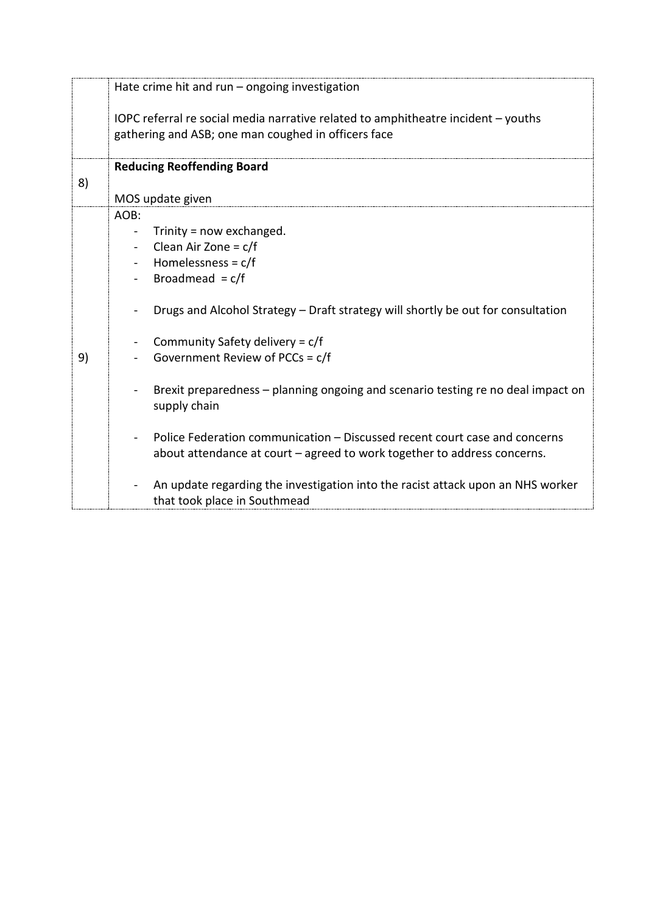| | |
|---|---|
| | Hate crime hit and run – ongoing investigation<br><br>IOPC referral re social media narrative related to amphitheatre incident – youths gathering and ASB; one man coughed in officers face |
| 8) | **Reducing Reoffending Board**<br><br>MOS update given |
| 9) | AOB:<br>- Trinity = now exchanged.<br>- Clean Air Zone = c/f<br>- Homelessness = c/f<br>- Broadmead = c/f<br><br>- Drugs and Alcohol Strategy – Draft strategy will shortly be out for consultation<br><br>- Community Safety delivery = c/f<br>- Government Review of PCCs = c/f<br><br>- Brexit preparedness – planning ongoing and scenario testing re no deal impact on supply chain<br><br>- Police Federation communication – Discussed recent court case and concerns about attendance at court – agreed to work together to address concerns.<br><br>- An update regarding the investigation into the racist attack upon an NHS worker that took place in Southmead |